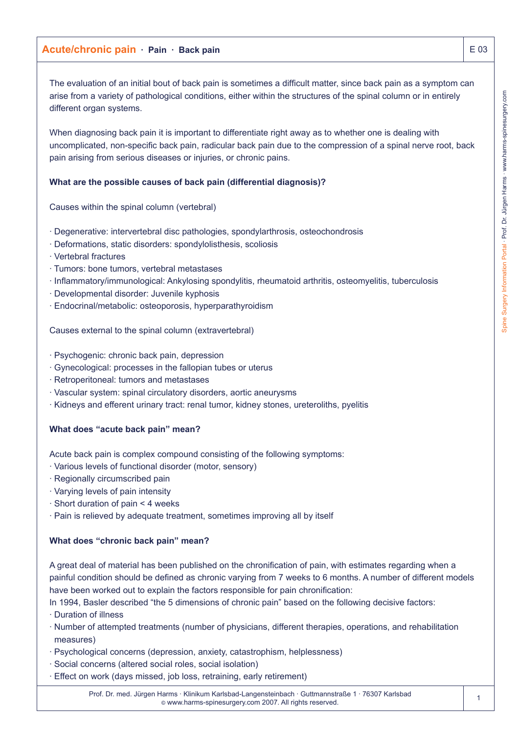## Acute/chronic pain · Pain · Back pain

The evaluation of an initial bout of back pain is sometimes a difficult matter, since back pain as a symptom can arise from a variety of pathological conditions, either within the structures of the spinal column or in entirely different organ systems.

When diagnosing back pain it is important to differentiate right away as to whether one is dealing with uncomplicated, non-specific back pain, radicular back pain due to the compression of a spinal nerve root, back pain arising from serious diseases or injuries, or chronic pains.

**What are the possible causes of back pain (differential diagnosis)?**

Causes within the spinal column (vertebral)

- Degenerative: intervertebral disc pathologies, spondylarthrosis, osteochondrosis
- Deformations, static disorders: spondylolisthesis, scoliosis
- Vertebral fractures
- Tumors: bone tumors, vertebral metastases
- Inflammatory/immunological: Ankylosing spondylitis, rheumatoid arthritis, osteomyelitis, tuberculosis
- Developmental disorder: Juvenile kyphosis
- Endocrinal/metabolic: osteoporosis, hyperparathyroidism

Causes external to the spinal column (extravertebral)

- Psychogenic: chronic back pain, depression
- Gynecological: processes in the fallopian tubes or uterus
- Retroperitoneal: tumors and metastases
- Vascular system: spinal circulatory disorders, aortic aneurysms
- Kidneys and efferent urinary tract: renal tumor, kidney stones, ureteroliths, pyelitis

**What does "acute back pain" mean?**

Acute back pain is complex compound consisting of the following symptoms:

- Various levels of functional disorder (motor, sensory)
- Regionally circumscribed pain
- Varying levels of pain intensity
- Short duration of pain < 4 weeks
- Pain is relieved by adequate treatment, sometimes improving all by itself

**What does "chronic back pain" mean?**

A great deal of material has been published on the chronification of pain, with estimates regarding when a painful condition should be defined as chronic varying from 7 weeks to 6 months. A number of different models have been worked out to explain the factors responsible for pain chronification:

In 1994, Basler described "the 5 dimensions of chronic pain" based on the following decisive factors:

- Duration of illness
- Number of attempted treatments (number of physicians, different therapies, operations, and rehabilitation measures)
- Psychological concerns (depression, anxiety, catastrophism, helplessness)
- Social concerns (altered social roles, social isolation)
- Effect on work (days missed, job loss, retraining, early retirement)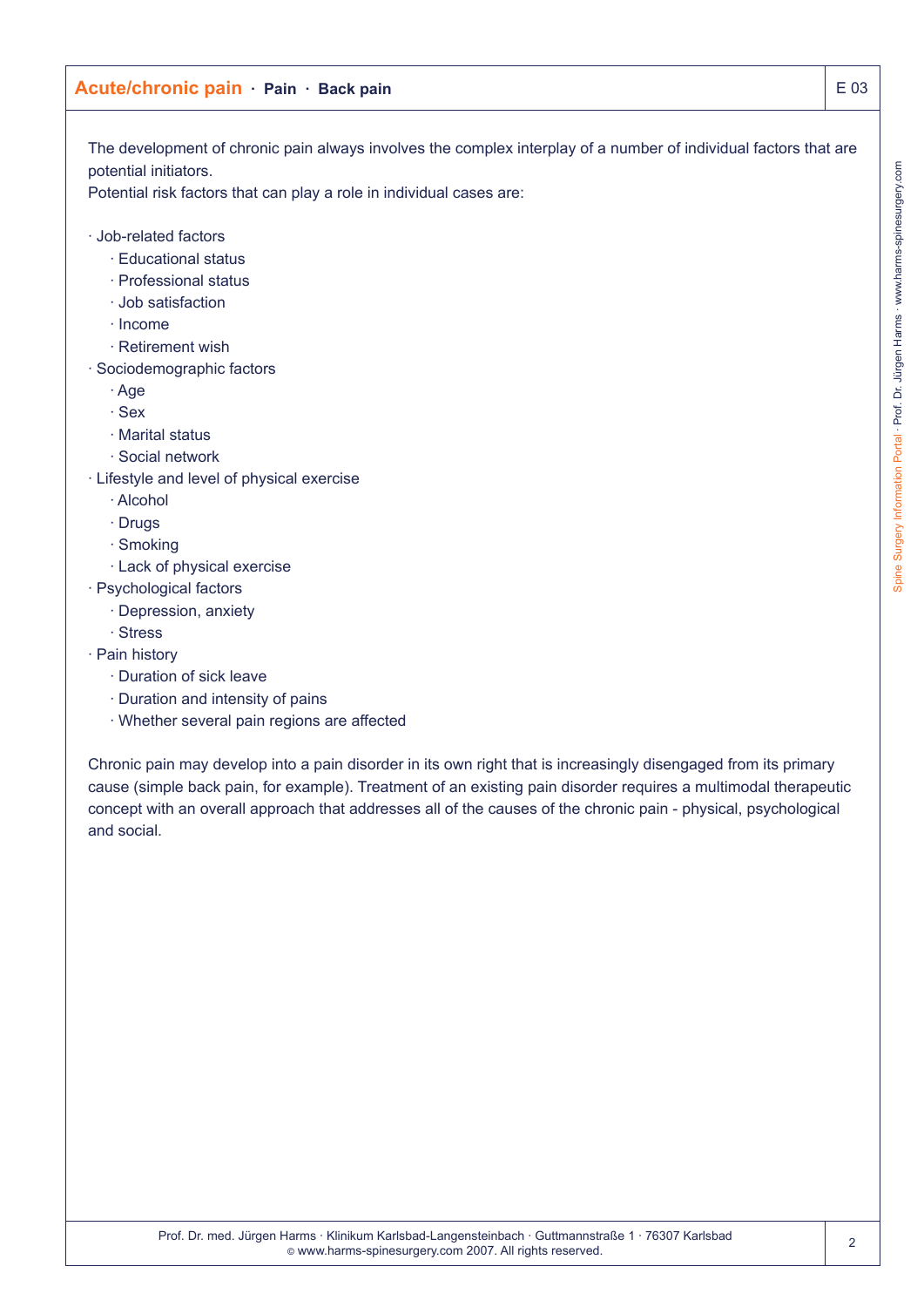The development of chronic pain always involves the complex interplay of a number of individual factors that are potential initiators.
Potential risk factors that can play a role in individual cases are:

- Job-related factors
  - Educational status
  - Professional status
  - Job satisfaction
  - Income
  - Retirement wish
- Sociodemographic factors
  - Age
  - Sex
  - Marital status
  - Social network
- Lifestyle and level of physical exercise
  - Alcohol
  - Drugs
  - Smoking
  - Lack of physical exercise
- Psychological factors
  - Depression, anxiety
  - Stress
- Pain history
  - Duration of sick leave
  - Duration and intensity of pains
  - Whether several pain regions are affected

Chronic pain may develop into a pain disorder in its own right that is increasingly disengaged from its primary cause (simple back pain, for example). Treatment of an existing pain disorder requires a multimodal therapeutic concept with an overall approach that addresses all of the causes of the chronic pain - physical, psychological and social.